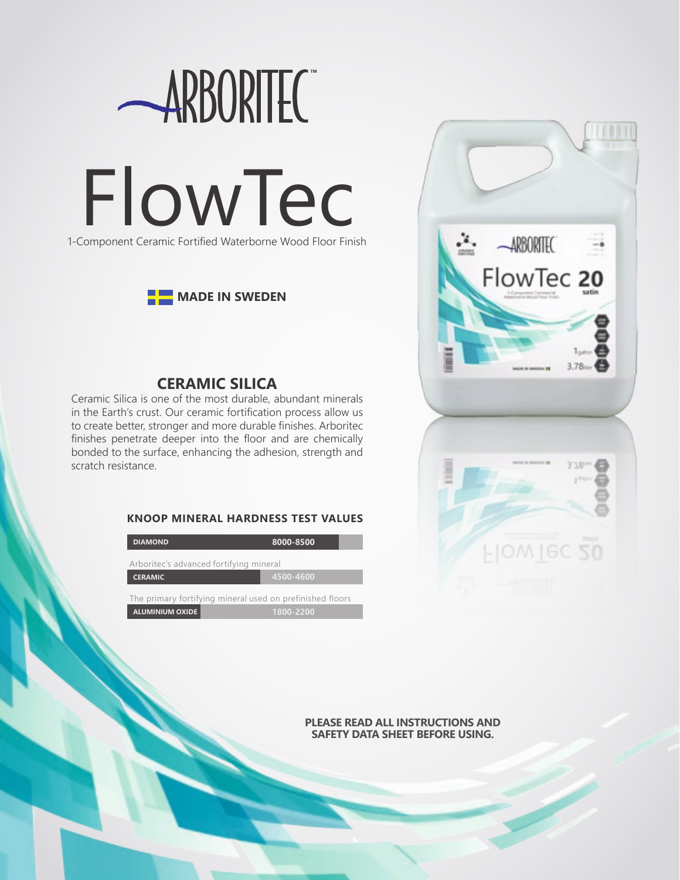# ARBORITEC™

# FlowTec

1-Component Ceramic Fortified Waterborne Wood Floor Finish

**MADE IN SWEDEN**

## CERAMIC SILICA

Ceramic Silica is one of the most durable, abundant minerals in the Earth's crust. Our ceramic fortification process allow us to create better, stronger and more durable finishes. Arboritec finishes penetrate deeper into the floor and are chemically bonded to the surface, enhancing the adhesion, strength and scratch resistance.

### KNOOP MINERAL HARDNESS TEST VALUES

DIAMOND 8000-8500

Arboritec's advanced fortifying mineral

CERAMIC 4500-4600

The primary fortifying mineral used on prefinished floors

ALUMINIUM OXIDE 1800-2200

**PLEASE READ ALL INSTRUCTIONS AND SAFETY DATA SHEET BEFORE USING.**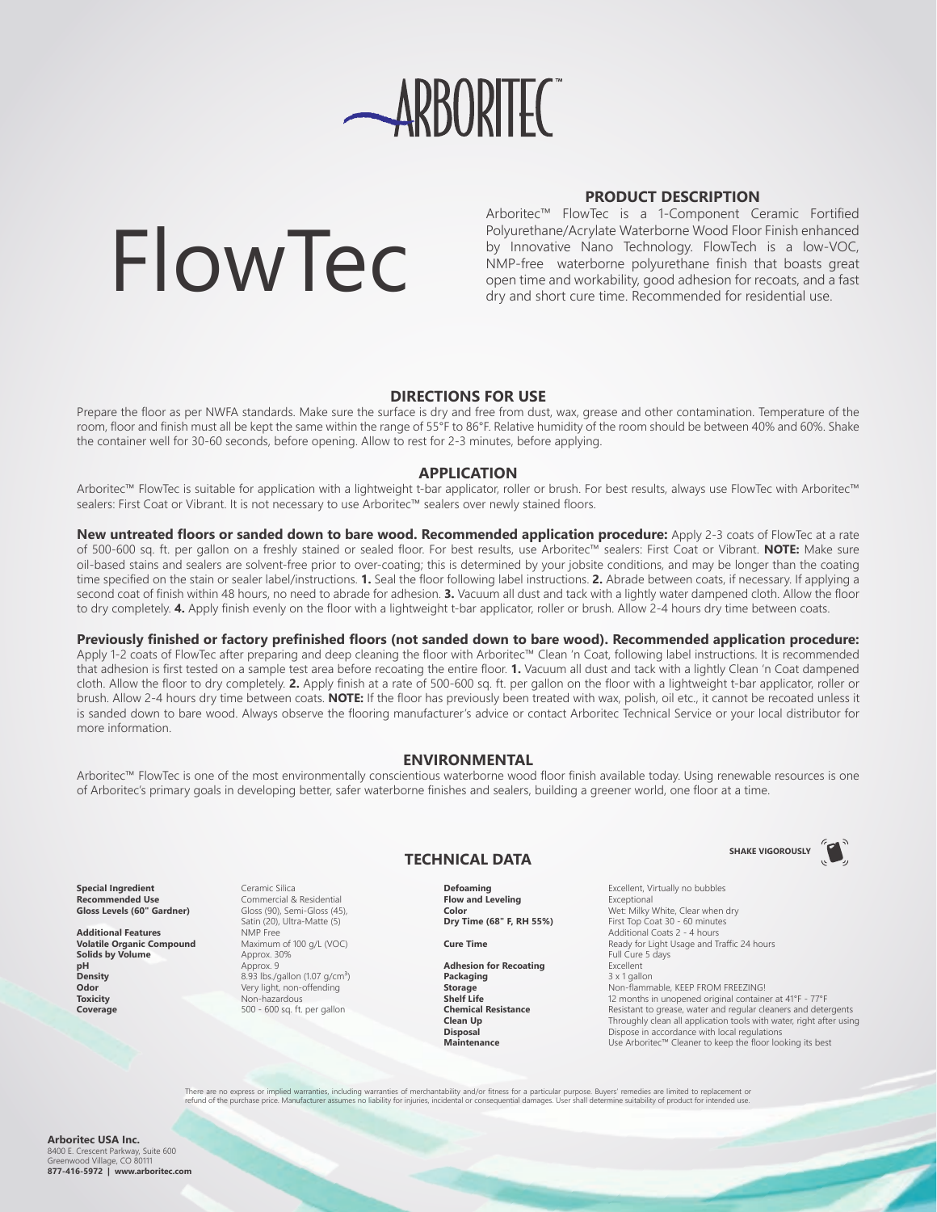# ARBORITEC™

# FlowTec

## PRODUCT DESCRIPTION

Arboritec™ FlowTec is a 1-Component Ceramic Fortified Polyurethane/Acrylate Waterborne Wood Floor Finish enhanced by Innovative Nano Technology. FlowTech is a low-VOC, NMP-free waterborne polyurethane finish that boasts great open time and workability, good adhesion for recoats, and a fast dry and short cure time. Recommended for residential use.

## DIRECTIONS FOR USE

Prepare the floor as per NWFA standards. Make sure the surface is dry and free from dust, wax, grease and other contamination. Temperature of the room, floor and finish must all be kept the same within the range of 55°F to 86°F. Relative humidity of the room should be between 40% and 60%. Shake the container well for 30-60 seconds, before opening. Allow to rest for 2-3 minutes, before applying.

## APPLICATION

Arboritec™ FlowTec is suitable for application with a lightweight t-bar applicator, roller or brush. For best results, always use FlowTec with Arboritec™ sealers: First Coat or Vibrant. It is not necessary to use Arboritec™ sealers over newly stained floors.

**New untreated floors or sanded down to bare wood. Recommended application procedure:** Apply 2-3 coats of FlowTec at a rate of 500-600 sq. ft. per gallon on a freshly stained or sealed floor. For best results, use Arboritec™ sealers: First Coat or Vibrant. **NOTE:** Make sure oil-based stains and sealers are solvent-free prior to over-coating; this is determined by your jobsite conditions, and may be longer than the coating time specified on the stain or sealer label/instructions. **1.** Seal the floor following label instructions. **2.** Abrade between coats, if necessary. If applying a second coat of finish within 48 hours, no need to abrade for adhesion. **3.** Vacuum all dust and tack with a lightly water dampened cloth. Allow the floor to dry completely. **4.** Apply finish evenly on the floor with a lightweight t-bar applicator, roller or brush. Allow 2-4 hours dry time between coats.

**Previously finished or factory prefinished floors (not sanded down to bare wood). Recommended application procedure:** Apply 1-2 coats of FlowTec after preparing and deep cleaning the floor with Arboritec™ Clean 'n Coat, following label instructions. It is recommended that adhesion is first tested on a sample test area before recoating the entire floor. **1.** Vacuum all dust and tack with a lightly Clean 'n Coat dampened cloth. Allow the floor to dry completely. **2.** Apply finish at a rate of 500-600 sq. ft. per gallon on the floor with a lightweight t-bar applicator, roller or brush. Allow 2-4 hours dry time between coats. **NOTE:** If the floor has previously been treated with wax, polish, oil etc., it cannot be recoated unless it is sanded down to bare wood. Always observe the flooring manufacturer's advice or contact Arboritec Technical Service or your local distributor for more information.

## ENVIRONMENTAL

Arboritec™ FlowTec is one of the most environmentally conscientious waterborne wood floor finish available today. Using renewable resources is one of Arboritec's primary goals in developing better, safer waterborne finishes and sealers, building a greener world, one floor at a time.

## TECHNICAL DATA

SHAKE VIGOROUSLY

| | |
|---|---|
| **Special Ingredient** | Ceramic Silica |
| **Recommended Use** | Commercial & Residential |
| **Gloss Levels (60" Gardner)** | Gloss (90), Semi-Gloss (45), Satin (20), Ultra-Matte (5) |
| **Additional Features** | NMP Free |
| **Volatile Organic Compound** | Maximum of 100 g/L (VOC) |
| **Solids by Volume** | Approx. 30% |
| **pH** | Approx. 9 |
| **Density** | 8.93 lbs./gallon (1.07 g/cm³) |
| **Odor** | Very light, non-offending |
| **Toxicity** | Non-hazardous |
| **Coverage** | 500 - 600 sq. ft. per gallon |
| **Defoaming** | Excellent, Virtually no bubbles |
| **Flow and Leveling** | Exceptional |
| **Color** | Wet: Milky White, Clear when dry |
| **Dry Time (68" F, RH 55%)** | First Top Coat 30 - 60 minutes; Additional Coats 2 - 4 hours |
| **Cure Time** | Ready for Light Usage and Traffic 24 hours; Full Cure 5 days |
| **Adhesion for Recoating** | Excellent |
| **Packaging** | 3 x 1 gallon |
| **Storage** | Non-flammable, KEEP FROM FREEZING! |
| **Shelf Life** | 12 months in unopened original container at 41°F - 77°F |
| **Chemical Resistance** | Resistant to grease, water and regular cleaners and detergents |
| **Clean Up** | Throughly clean all application tools with water, right after using |
| **Disposal** | Dispose in accordance with local regulations |
| **Maintenance** | Use Arboritec™ Cleaner to keep the floor looking its best |

There are no express or implied warranties, including warranties of merchantability and/or fitness for a particular purpose. Buyers' remedies are limited to replacement or refund of the purchase price. Manufacturer assumes no liability for injuries, incidental or consequential damages. User shall determine suitability of product for intended use.

**Arboritec USA Inc.**
8400 E. Crescent Parkway, Suite 600
Greenwood Village, CO 80111
**877-416-5972 | www.arboritec.com**